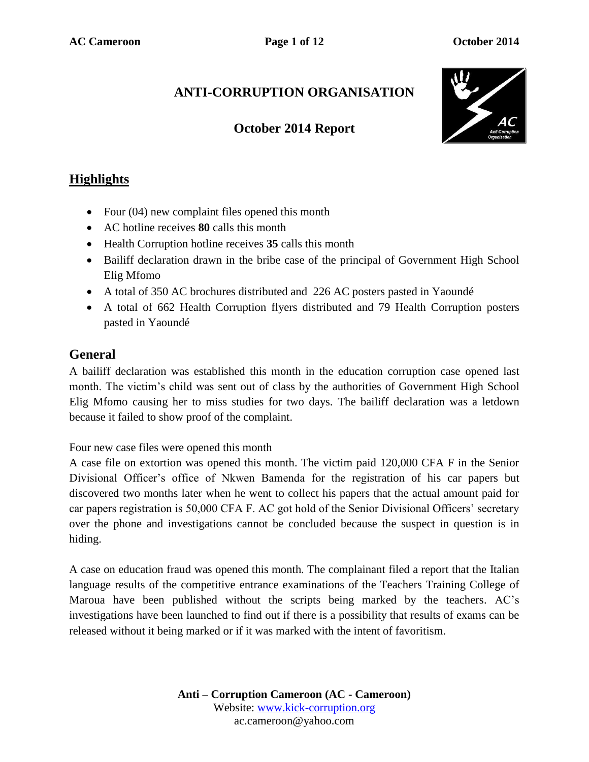# ANTI-CORRUPTION ORGANISATION

## October 2014 Report

## Highlights

- Four (04) new complaint files opened this month
- AC hotline receives **80** calls this month
- Health Corruption hotline receives **35** calls this month
- Bailiff declaration drawn in the bribe case of the principal of Government High School Elig Mfomo
- A total of 350 AC brochures distributed and 226 AC posters pasted in Yaoundé
- A total of 662 Health Corruption flyers distributed and 79 Health Corruption posters pasted in Yaoundé

## General

A bailiff declaration was established this month in the education corruption case opened last month. The victim's child was sent out of class by the authorities of Government High School Elig Mfomo causing her to miss studies for two days. The bailiff declaration was a letdown because it failed to show proof of the complaint.

Four new case files were opened this month

A case file on extortion was opened this month. The victim paid 120,000 CFA F in the Senior Divisional Officer's office of Nkwen Bamenda for the registration of his car papers but discovered two months later when he went to collect his papers that the actual amount paid for car papers registration is 50,000 CFA F. AC got hold of the Senior Divisional Officers' secretary over the phone and investigations cannot be concluded because the suspect in question is in hiding.

A case on education fraud was opened this month. The complainant filed a report that the Italian language results of the competitive entrance examinations of the Teachers Training College of Maroua have been published without the scripts being marked by the teachers. AC's investigations have been launched to find out if there is a possibility that results of exams can be released without it being marked or if it was marked with the intent of favoritism.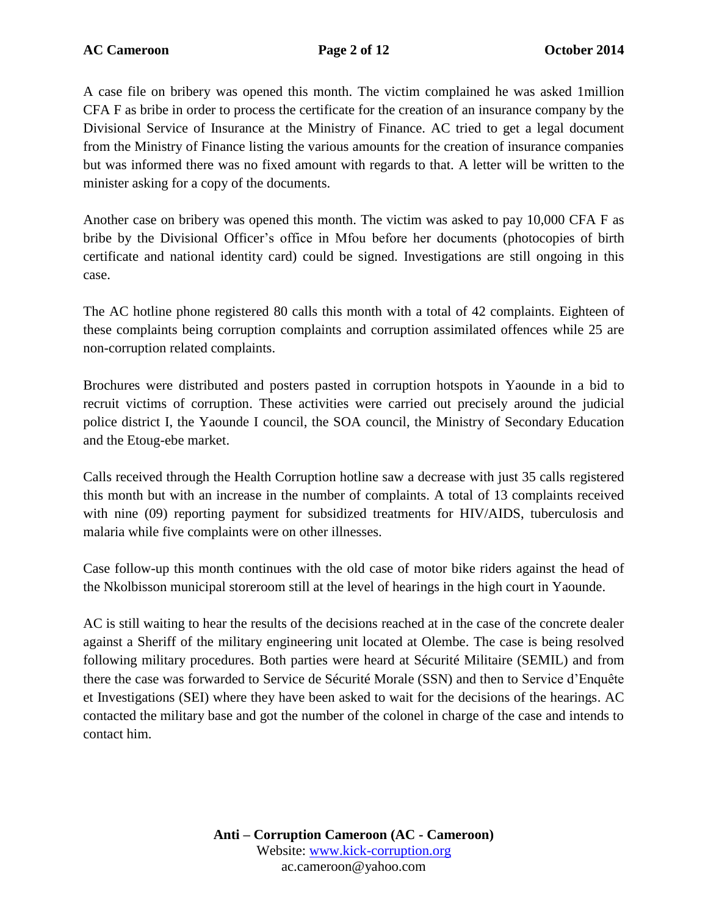A case file on bribery was opened this month. The victim complained he was asked 1million CFA F as bribe in order to process the certificate for the creation of an insurance company by the Divisional Service of Insurance at the Ministry of Finance. AC tried to get a legal document from the Ministry of Finance listing the various amounts for the creation of insurance companies but was informed there was no fixed amount with regards to that. A letter will be written to the minister asking for a copy of the documents.

Another case on bribery was opened this month. The victim was asked to pay 10,000 CFA F as bribe by the Divisional Officer's office in Mfou before her documents (photocopies of birth certificate and national identity card) could be signed. Investigations are still ongoing in this case.

The AC hotline phone registered 80 calls this month with a total of 42 complaints. Eighteen of these complaints being corruption complaints and corruption assimilated offences while 25 are non-corruption related complaints.

Brochures were distributed and posters pasted in corruption hotspots in Yaounde in a bid to recruit victims of corruption. These activities were carried out precisely around the judicial police district I, the Yaounde I council, the SOA council, the Ministry of Secondary Education and the Etoug-ebe market.

Calls received through the Health Corruption hotline saw a decrease with just 35 calls registered this month but with an increase in the number of complaints. A total of 13 complaints received with nine (09) reporting payment for subsidized treatments for HIV/AIDS, tuberculosis and malaria while five complaints were on other illnesses.

Case follow-up this month continues with the old case of motor bike riders against the head of the Nkolbisson municipal storeroom still at the level of hearings in the high court in Yaounde.

AC is still waiting to hear the results of the decisions reached at in the case of the concrete dealer against a Sheriff of the military engineering unit located at Olembe. The case is being resolved following military procedures. Both parties were heard at Sécurité Militaire (SEMIL) and from there the case was forwarded to Service de Sécurité Morale (SSN) and then to Service d'Enquête et Investigations (SEI) where they have been asked to wait for the decisions of the hearings. AC contacted the military base and got the number of the colonel in charge of the case and intends to contact him.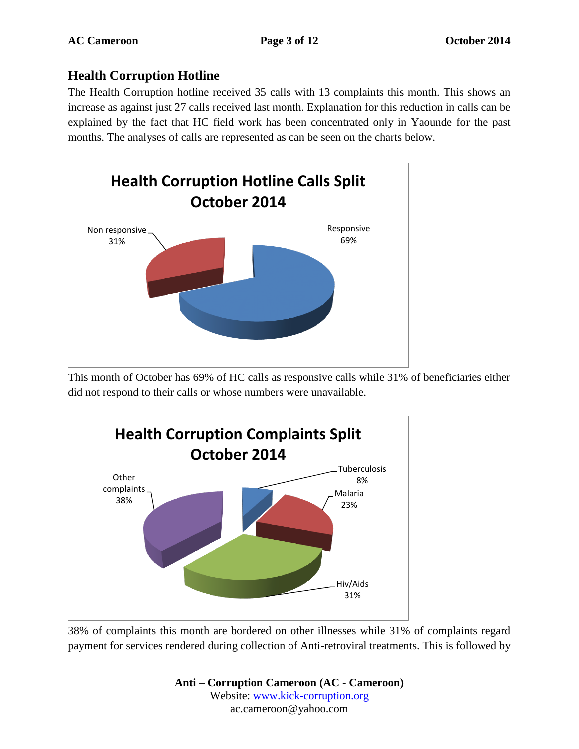## Health Corruption Hotline

The Health Corruption hotline received 35 calls with 13 complaints this month. This shows an increase as against just 27 calls received last month. Explanation for this reduction in calls can be explained by the fact that HC field work has been concentrated only in Yaounde for the past months. The analyses of calls are represented as can be seen on the charts below.

**Health Corruption Hotline Calls Split October 2014**

| Category | Percentage |
|---|---|
| Responsive | 69% |
| Non responsive | 31% |

This month of October has 69% of HC calls as responsive calls while 31% of beneficiaries either did not respond to their calls or whose numbers were unavailable.

**Health Corruption Complaints Split October 2014**

| Category | Percentage |
|---|---|
| Tuberculosis | 8% |
| Malaria | 23% |
| Hiv/Aids | 31% |
| Other complaints | 38% |

38% of complaints this month are bordered on other illnesses while 31% of complaints regard payment for services rendered during collection of Anti-retroviral treatments. This is followed by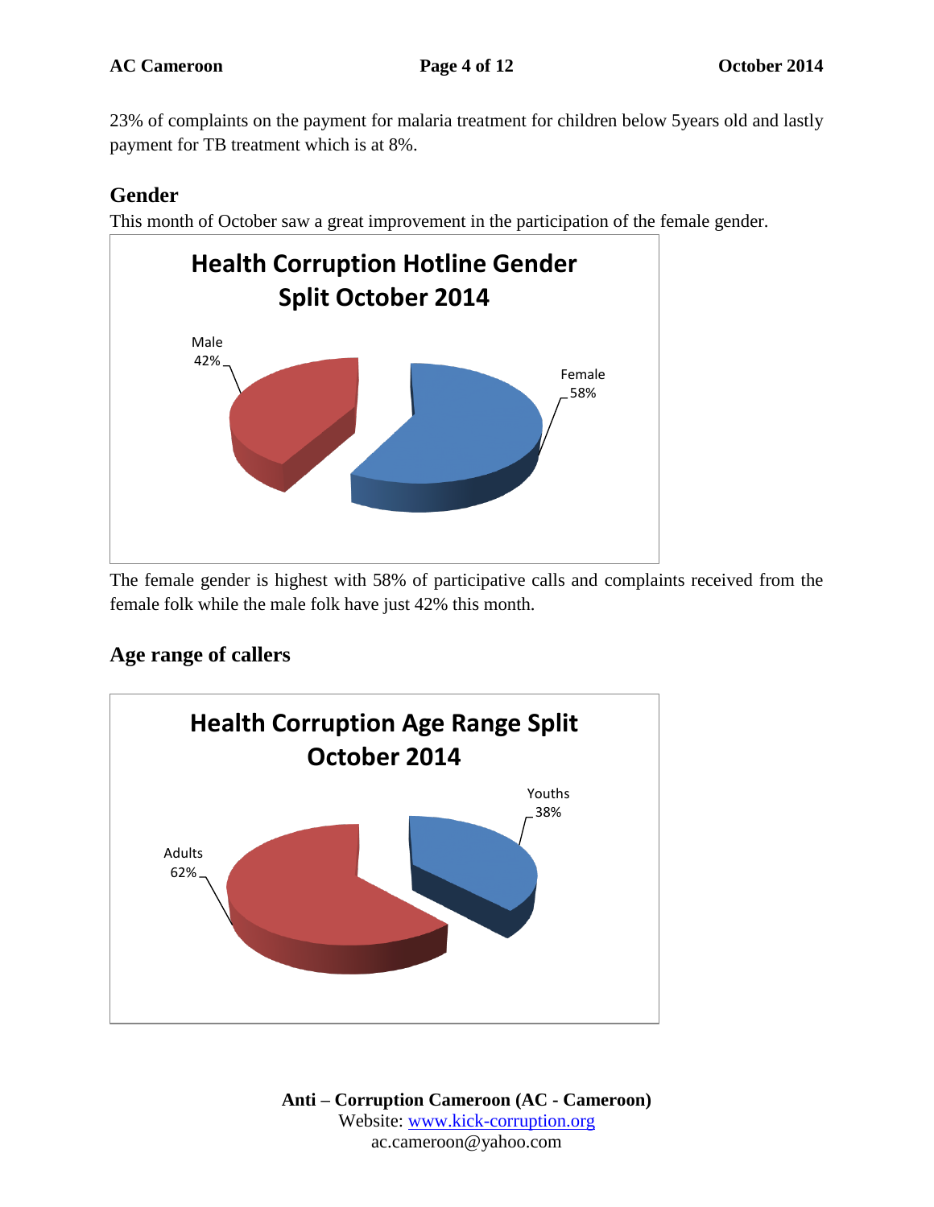23% of complaints on the payment for malaria treatment for children below 5years old and lastly payment for TB treatment which is at 8%.

## Gender

This month of October saw a great improvement in the participation of the female gender.

**Health Corruption Hotline Gender Split October 2014**

Male 42%

Female 58%

The female gender is highest with 58% of participative calls and complaints received from the female folk while the male folk have just 42% this month.

## Age range of callers

**Health Corruption Age Range Split October 2014**

Youths 38%

Adults 62%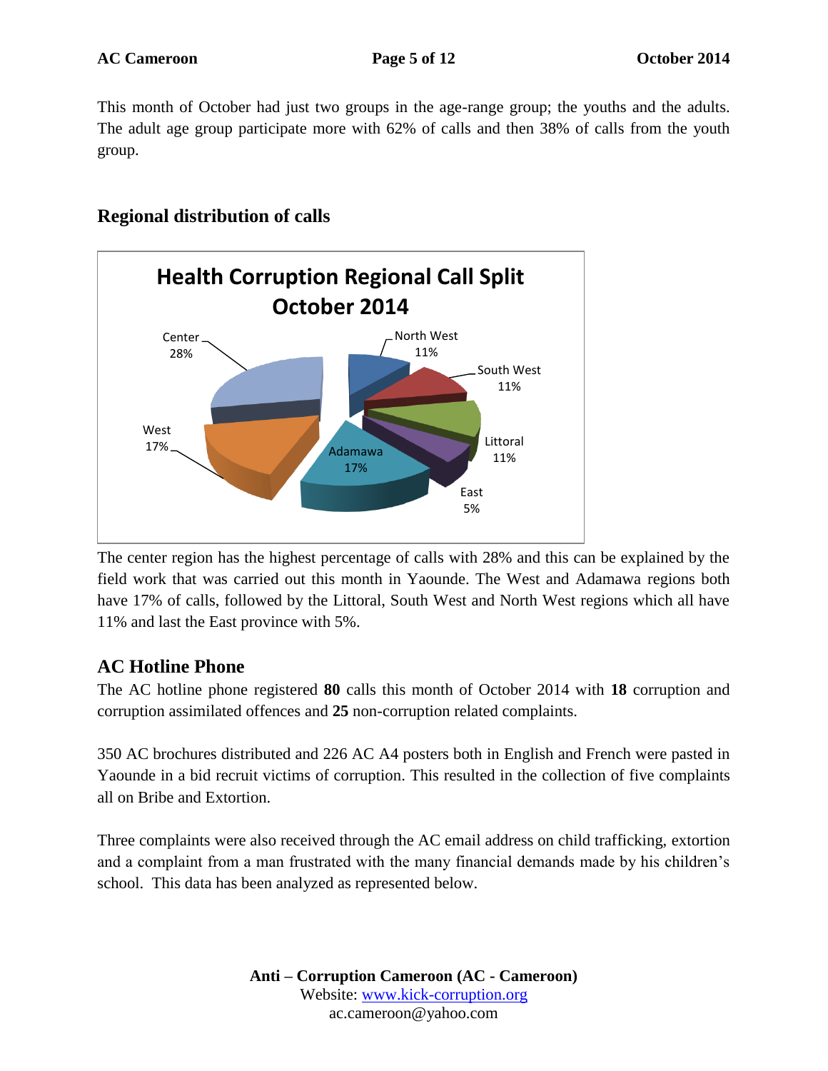This month of October had just two groups in the age-range group; the youths and the adults. The adult age group participate more with 62% of calls and then 38% of calls from the youth group.

## Regional distribution of calls

**Health Corruption Regional Call Split October 2014**

| Region | Share of calls |
| --- | --- |
| Center | 28% |
| North West | 11% |
| South West | 11% |
| Littoral | 11% |
| East | 5% |
| Adamawa | 17% |
| West | 17% |

The center region has the highest percentage of calls with 28% and this can be explained by the field work that was carried out this month in Yaounde. The West and Adamawa regions both have 17% of calls, followed by the Littoral, South West and North West regions which all have 11% and last the East province with 5%.

## AC Hotline Phone

The AC hotline phone registered **80** calls this month of October 2014 with **18** corruption and corruption assimilated offences and **25** non-corruption related complaints.

350 AC brochures distributed and 226 AC A4 posters both in English and French were pasted in Yaounde in a bid recruit victims of corruption. This resulted in the collection of five complaints all on Bribe and Extortion.

Three complaints were also received through the AC email address on child trafficking, extortion and a complaint from a man frustrated with the many financial demands made by his children's school. This data has been analyzed as represented below.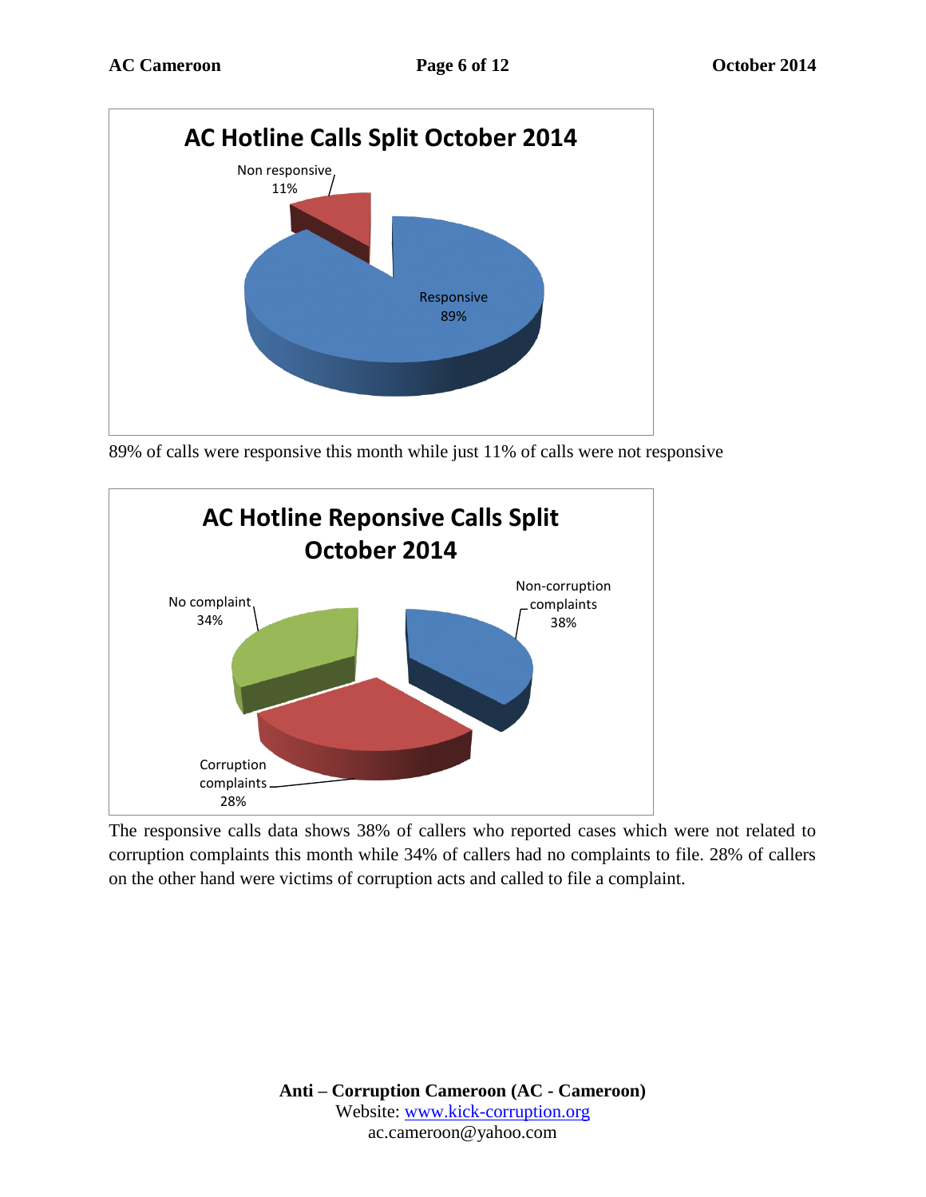**AC Hotline Calls Split October 2014**

Non responsive 11%

Responsive 89%

89% of calls were responsive this month while just 11% of calls were not responsive

**AC Hotline Reponsive Calls Split October 2014**

No complaint 34%

Non-corruption complaints 38%

Corruption complaints 28%

The responsive calls data shows 38% of callers who reported cases which were not related to corruption complaints this month while 34% of callers had no complaints to file. 28% of callers on the other hand were victims of corruption acts and called to file a complaint.

**Anti – Corruption Cameroon (AC - Cameroon)**
Website: www.kick-corruption.org
ac.cameroon@yahoo.com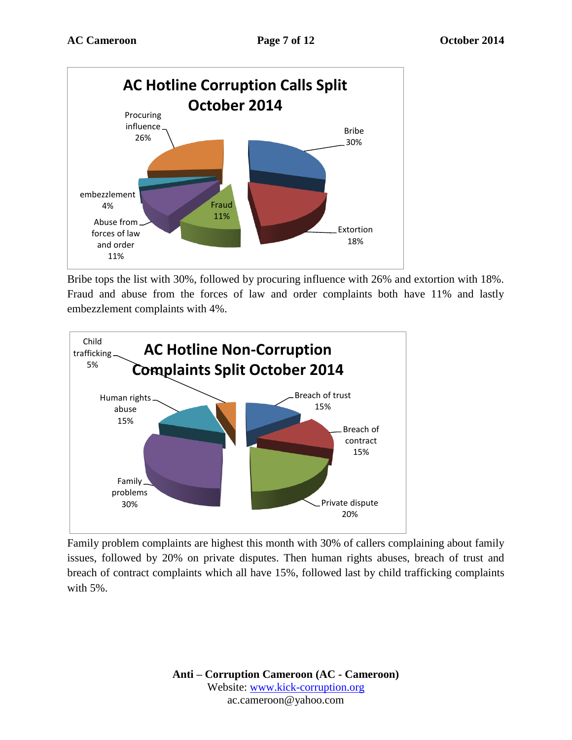**AC Hotline Corruption Calls Split October 2014**

- Bribe 30%
- Procuring influence 26%
- Extortion 18%
- Fraud 11%
- Abuse from forces of law and order 11%
- embezzlement 4%

Bribe tops the list with 30%, followed by procuring influence with 26% and extortion with 18%. Fraud and abuse from the forces of law and order complaints both have 11% and lastly embezzlement complaints with 4%.

**AC Hotline Non-Corruption Complaints Split October 2014**

- Breach of trust 15%
- Breach of contract 15%
- Private dispute 20%
- Family problems 30%
- Human rights abuse 15%
- Child trafficking 5%

Family problem complaints are highest this month with 30% of callers complaining about family issues, followed by 20% on private disputes. Then human rights abuses, breach of trust and breach of contract complaints which all have 15%, followed last by child trafficking complaints with 5%.

**Anti – Corruption Cameroon (AC - Cameroon)**
Website: [www.kick-corruption.org](http://www.kick-corruption.org)
ac.cameroon@yahoo.com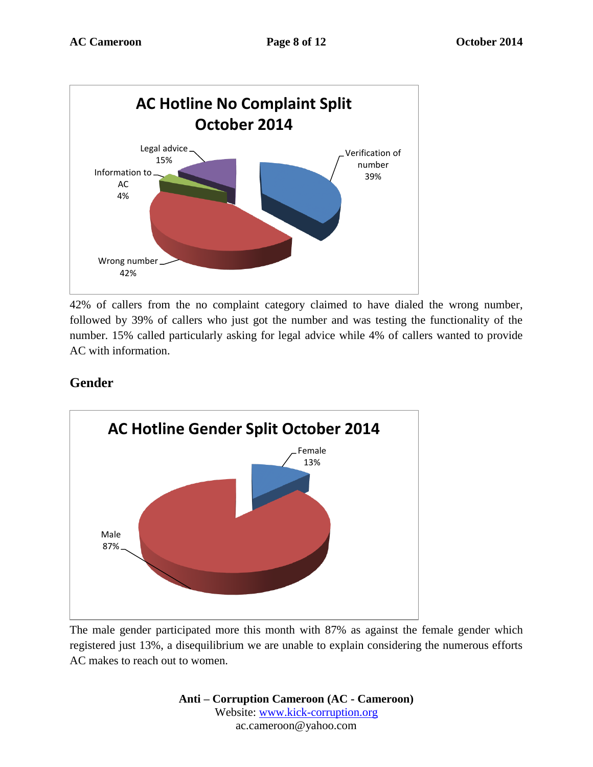**AC Hotline No Complaint Split October 2014**

- Verification of number 39%
- Wrong number 42%
- Information to AC 4%
- Legal advice 15%

42% of callers from the no complaint category claimed to have dialed the wrong number, followed by 39% of callers who just got the number and was testing the functionality of the number. 15% called particularly asking for legal advice while 4% of callers wanted to provide AC with information.

## Gender

**AC Hotline Gender Split October 2014**

- Female 13%
- Male 87%

The male gender participated more this month with 87% as against the female gender which registered just 13%, a disequilibrium we are unable to explain considering the numerous efforts AC makes to reach out to women.

**Anti – Corruption Cameroon (AC - Cameroon)**
Website: www.kick-corruption.org
ac.cameroon@yahoo.com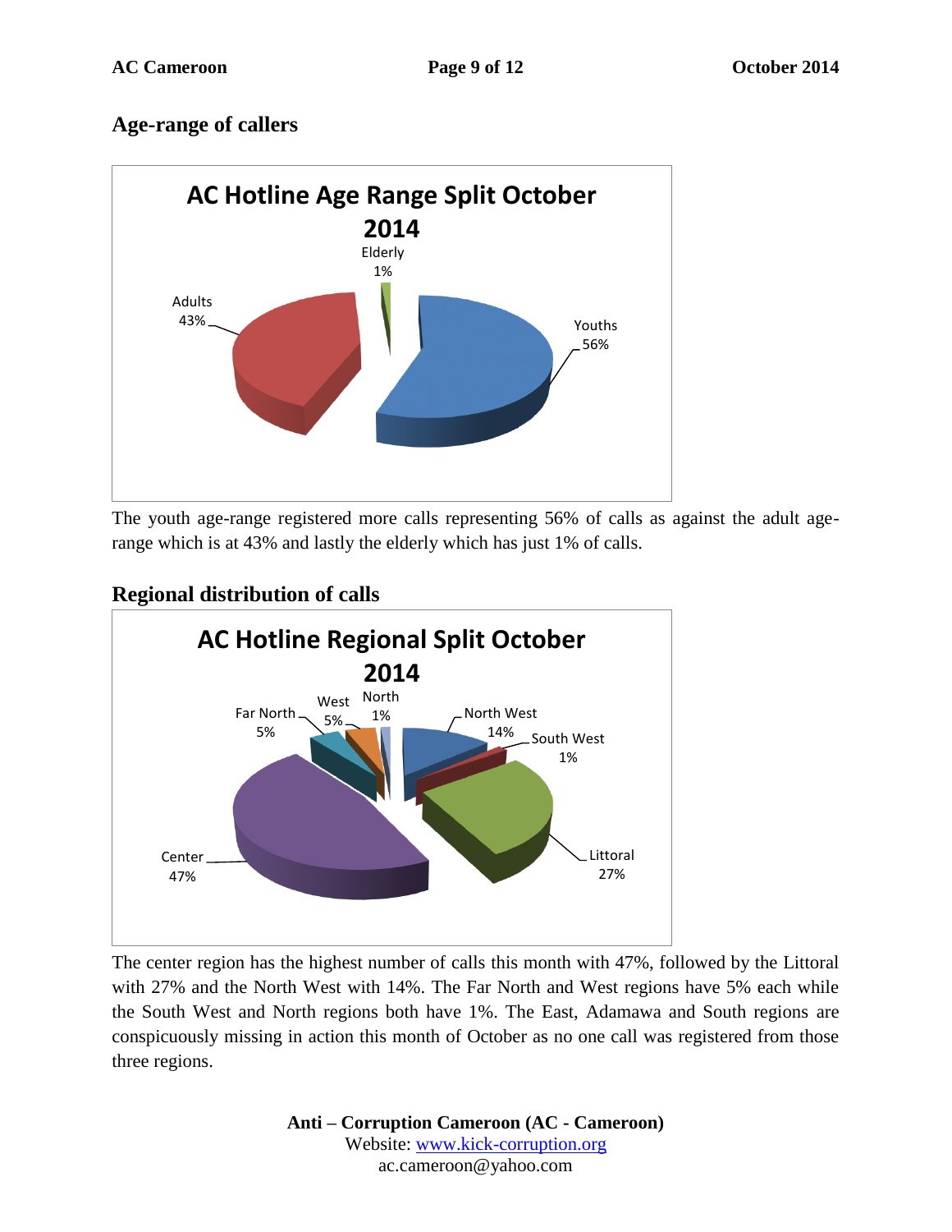## Age-range of callers

**AC Hotline Age Range Split October 2014**

The youth age-range registered more calls representing 56% of calls as against the adult age-range which is at 43% and lastly the elderly which has just 1% of calls.

## Regional distribution of calls

**AC Hotline Regional Split October 2014**

The center region has the highest number of calls this month with 47%, followed by the Littoral with 27% and the North West with 14%. The Far North and West regions have 5% each while the South West and North regions both have 1%. The East, Adamawa and South regions are conspicuously missing in action this month of October as no one call was registered from those three regions.

**Anti – Corruption Cameroon (AC - Cameroon)**
Website: www.kick-corruption.org
ac.cameroon@yahoo.com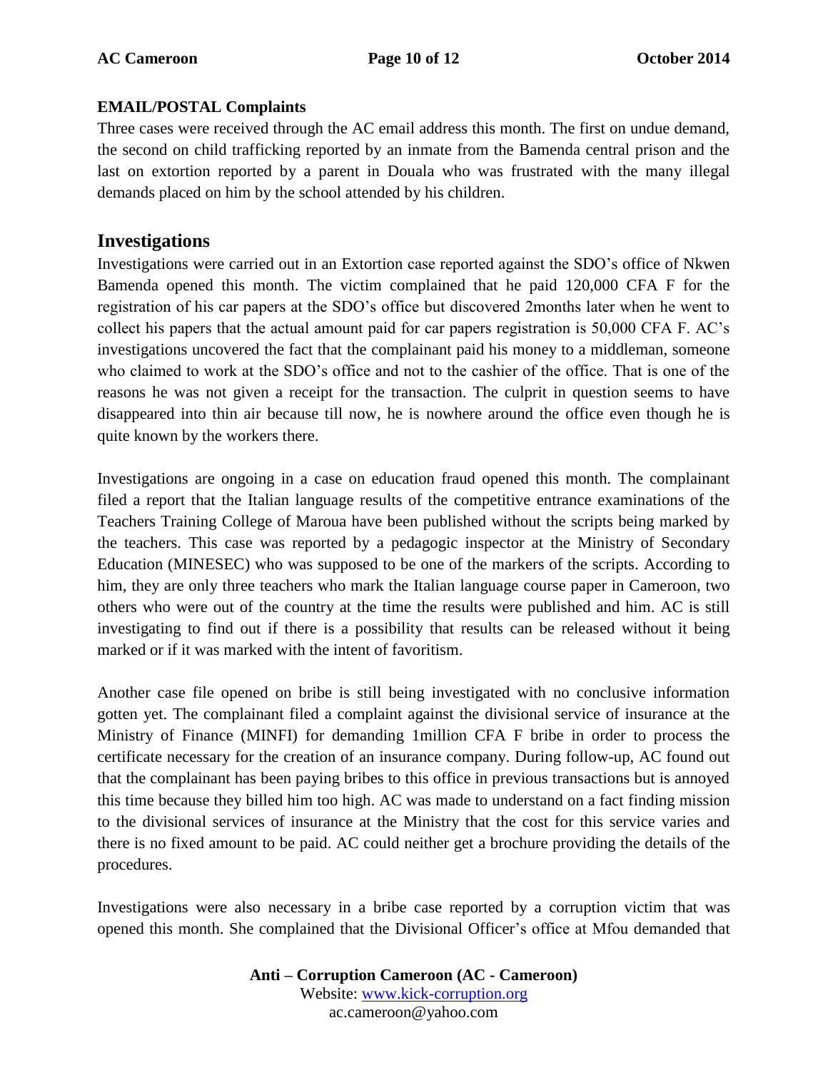**EMAIL/POSTAL Complaints**

Three cases were received through the AC email address this month. The first on undue demand, the second on child trafficking reported by an inmate from the Bamenda central prison and the last on extortion reported by a parent in Douala who was frustrated with the many illegal demands placed on him by the school attended by his children.

## Investigations

Investigations were carried out in an Extortion case reported against the SDO's office of Nkwen Bamenda opened this month. The victim complained that he paid 120,000 CFA F for the registration of his car papers at the SDO's office but discovered 2months later when he went to collect his papers that the actual amount paid for car papers registration is 50,000 CFA F. AC's investigations uncovered the fact that the complainant paid his money to a middleman, someone who claimed to work at the SDO's office and not to the cashier of the office. That is one of the reasons he was not given a receipt for the transaction. The culprit in question seems to have disappeared into thin air because till now, he is nowhere around the office even though he is quite known by the workers there.

Investigations are ongoing in a case on education fraud opened this month. The complainant filed a report that the Italian language results of the competitive entrance examinations of the Teachers Training College of Maroua have been published without the scripts being marked by the teachers. This case was reported by a pedagogic inspector at the Ministry of Secondary Education (MINESEC) who was supposed to be one of the markers of the scripts. According to him, they are only three teachers who mark the Italian language course paper in Cameroon, two others who were out of the country at the time the results were published and him. AC is still investigating to find out if there is a possibility that results can be released without it being marked or if it was marked with the intent of favoritism.

Another case file opened on bribe is still being investigated with no conclusive information gotten yet. The complainant filed a complaint against the divisional service of insurance at the Ministry of Finance (MINFI) for demanding 1million CFA F bribe in order to process the certificate necessary for the creation of an insurance company. During follow-up, AC found out that the complainant has been paying bribes to this office in previous transactions but is annoyed this time because they billed him too high. AC was made to understand on a fact finding mission to the divisional services of insurance at the Ministry that the cost for this service varies and there is no fixed amount to be paid. AC could neither get a brochure providing the details of the procedures.

Investigations were also necessary in a bribe case reported by a corruption victim that was opened this month. She complained that the Divisional Officer's office at Mfou demanded that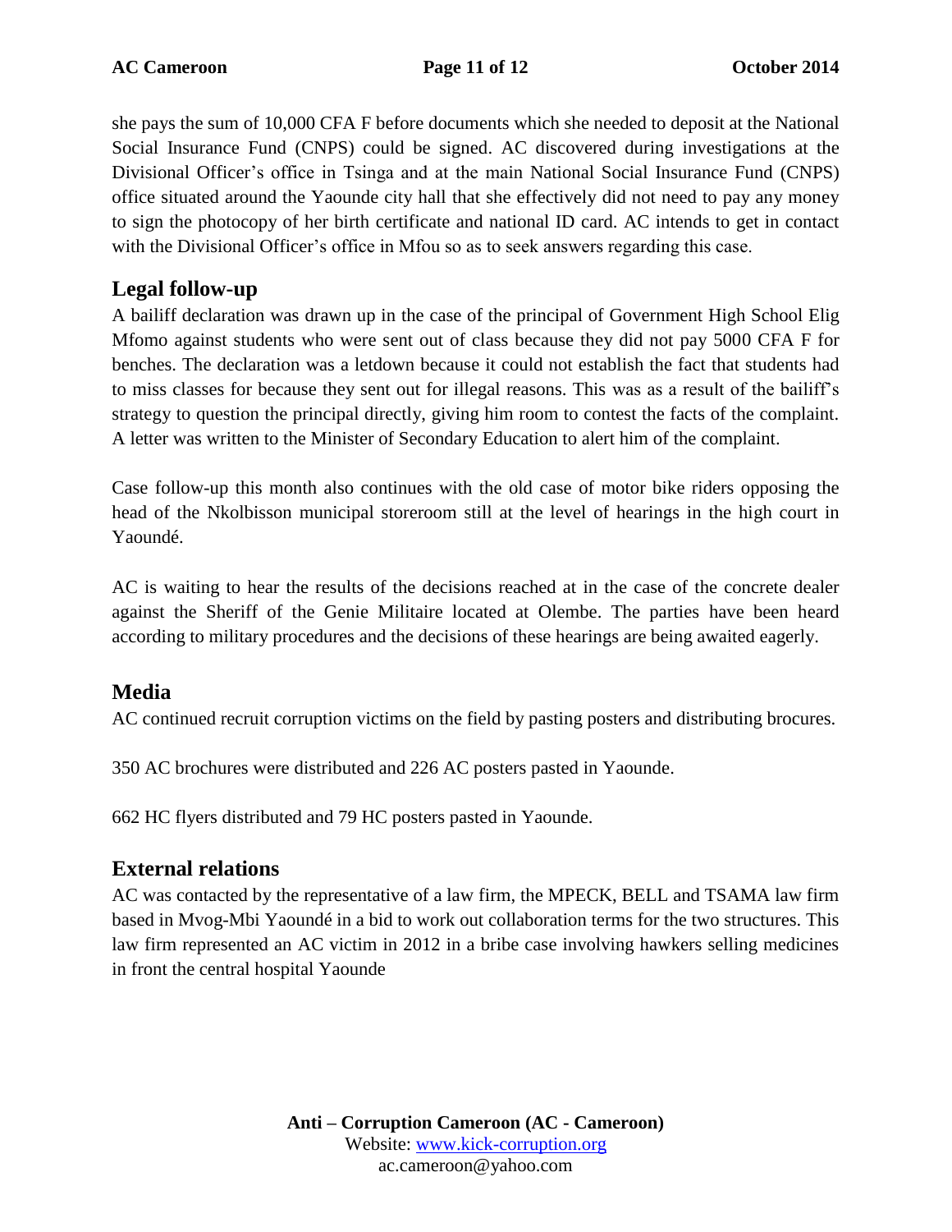she pays the sum of 10,000 CFA F before documents which she needed to deposit at the National Social Insurance Fund (CNPS) could be signed. AC discovered during investigations at the Divisional Officer's office in Tsinga and at the main National Social Insurance Fund (CNPS) office situated around the Yaounde city hall that she effectively did not need to pay any money to sign the photocopy of her birth certificate and national ID card. AC intends to get in contact with the Divisional Officer's office in Mfou so as to seek answers regarding this case.

## Legal follow-up

A bailiff declaration was drawn up in the case of the principal of Government High School Elig Mfomo against students who were sent out of class because they did not pay 5000 CFA F for benches. The declaration was a letdown because it could not establish the fact that students had to miss classes for because they sent out for illegal reasons. This was as a result of the bailiff's strategy to question the principal directly, giving him room to contest the facts of the complaint. A letter was written to the Minister of Secondary Education to alert him of the complaint.

Case follow-up this month also continues with the old case of motor bike riders opposing the head of the Nkolbisson municipal storeroom still at the level of hearings in the high court in Yaoundé.

AC is waiting to hear the results of the decisions reached at in the case of the concrete dealer against the Sheriff of the Genie Militaire located at Olembe. The parties have been heard according to military procedures and the decisions of these hearings are being awaited eagerly.

## Media

AC continued recruit corruption victims on the field by pasting posters and distributing brocures.

350 AC brochures were distributed and 226 AC posters pasted in Yaounde.

662 HC flyers distributed and 79 HC posters pasted in Yaounde.

## External relations

AC was contacted by the representative of a law firm, the MPECK, BELL and TSAMA law firm based in Mvog-Mbi Yaoundé in a bid to work out collaboration terms for the two structures. This law firm represented an AC victim in 2012 in a bribe case involving hawkers selling medicines in front the central hospital Yaounde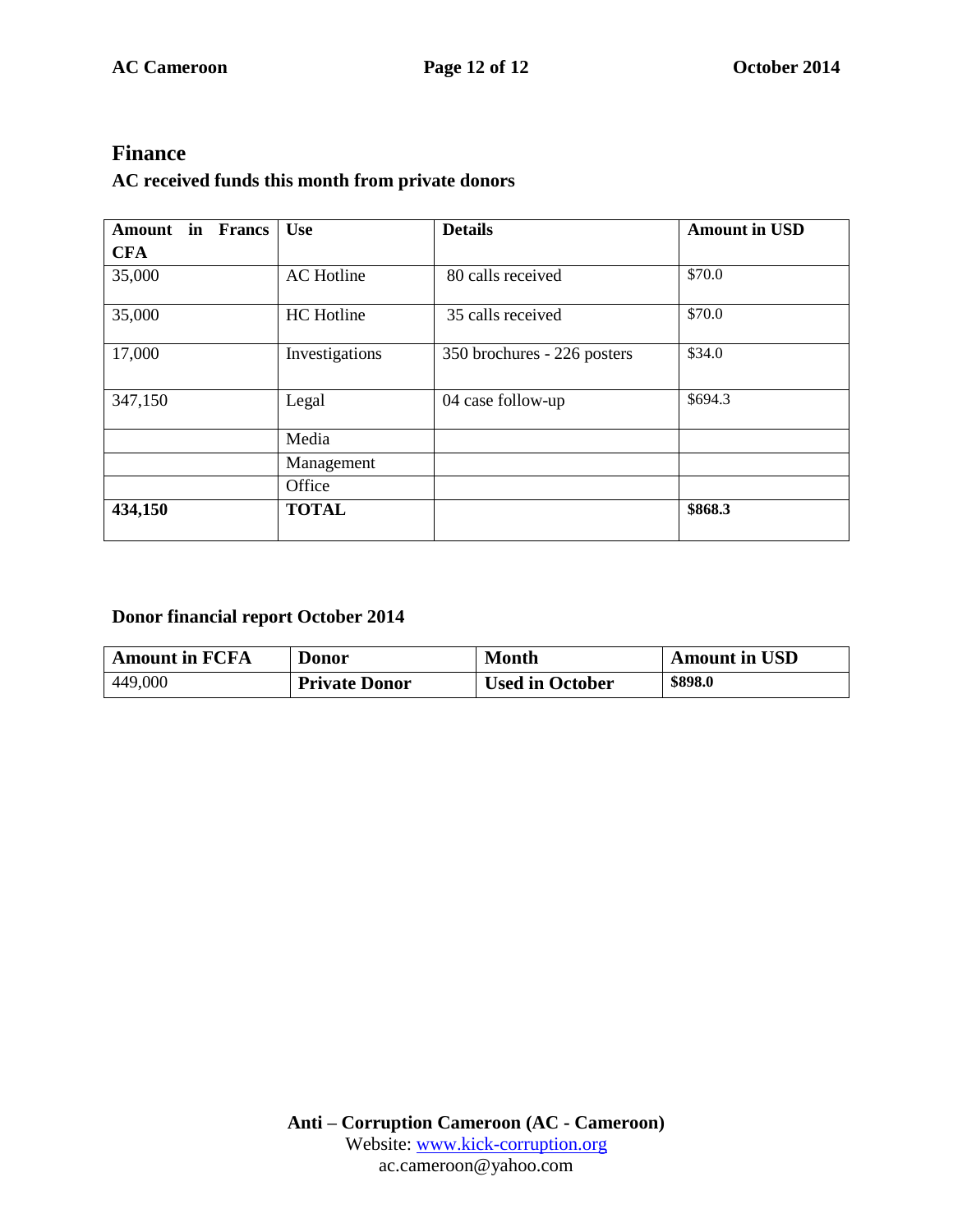# Finance

**AC received funds this month from private donors**

| Amount in Francs CFA | Use | Details | Amount in USD |
|---|---|---|---|
| 35,000 | AC Hotline | 80 calls received | $70.0 |
| 35,000 | HC Hotline | 35 calls received | $70.0 |
| 17,000 | Investigations | 350 brochures - 226 posters | $34.0 |
| 347,150 | Legal | 04 case follow-up | $694.3 |
| | Media | | |
| | Management | | |
| | Office | | |
| **434,150** | **TOTAL** | | **$868.3** |

**Donor financial report October 2014**

| Amount in FCFA | Donor | Month | Amount in USD |
|---|---|---|---|
| 449,000 | **Private Donor** | **Used in October** | **$898.0** |

**Anti – Corruption Cameroon (AC - Cameroon)**
Website: www.kick-corruption.org
ac.cameroon@yahoo.com